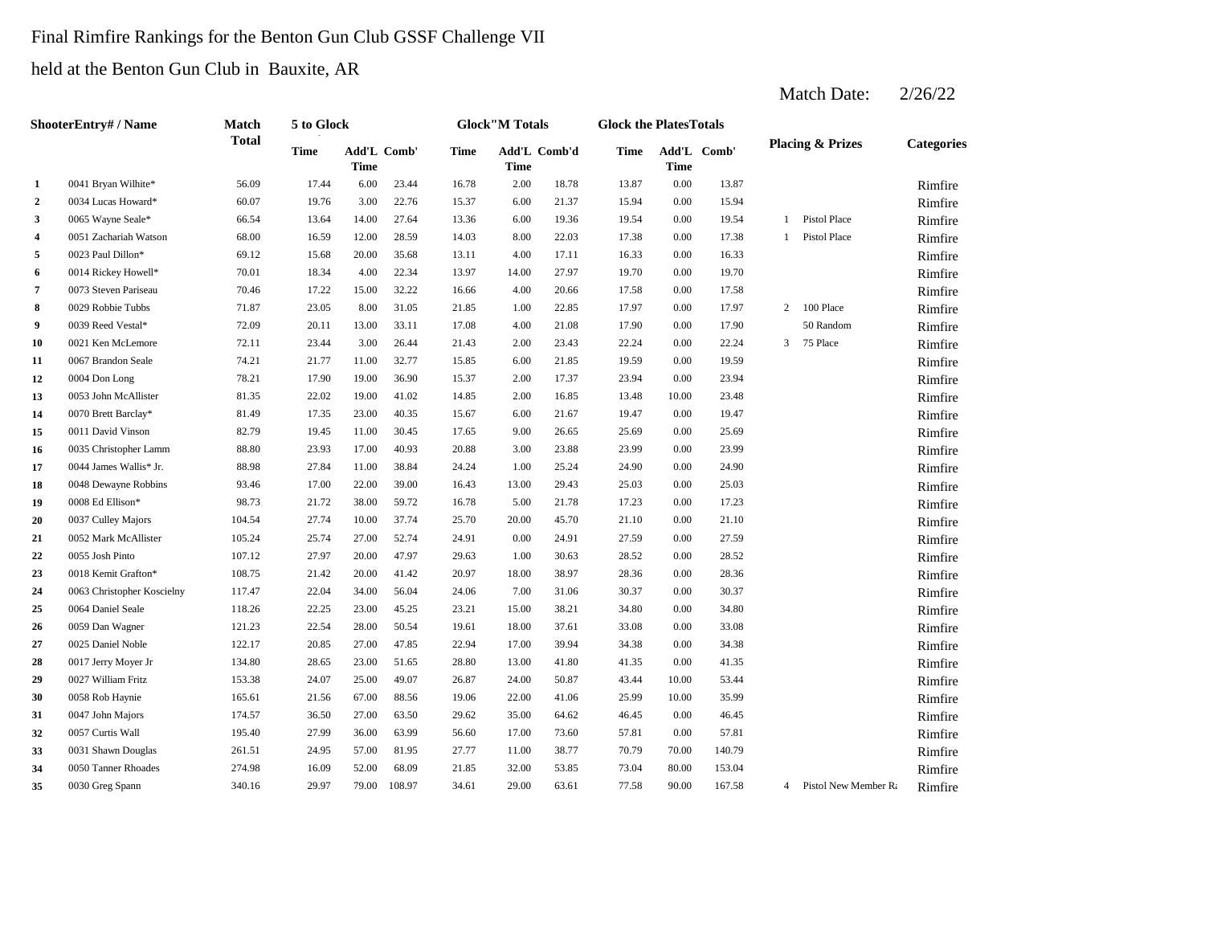Final Rimfire Rankings for the Benton Gun Club GSSF Challenge VII

held at the Benton Gun Club in Bauxite, AR

Match Date: 2/26/22

| | ShooterEntry# / Name | Match Total | 5 to Glock | | | Glock"M Totals | | | Glock the Plates Totals | | | Placing & Prizes | | Categories |
|---|---|---|---|---|---|---|---|---|---|---|---|---|---|---|
| | | | Time | Add'L Time | Comb' | Time | Add'L Time | Comb'd | Time | Add'L Time | Comb' | | | |
| 1 | 0041 Bryan Wilhite* | 56.09 | 17.44 | 6.00 | 23.44 | 16.78 | 2.00 | 18.78 | 13.87 | 0.00 | 13.87 | | | Rimfire |
| 2 | 0034 Lucas Howard* | 60.07 | 19.76 | 3.00 | 22.76 | 15.37 | 6.00 | 21.37 | 15.94 | 0.00 | 15.94 | | | Rimfire |
| 3 | 0065 Wayne Seale* | 66.54 | 13.64 | 14.00 | 27.64 | 13.36 | 6.00 | 19.36 | 19.54 | 0.00 | 19.54 | 1 | Pistol Place | Rimfire |
| 4 | 0051 Zachariah Watson | 68.00 | 16.59 | 12.00 | 28.59 | 14.03 | 8.00 | 22.03 | 17.38 | 0.00 | 17.38 | 1 | Pistol Place | Rimfire |
| 5 | 0023 Paul Dillon* | 69.12 | 15.68 | 20.00 | 35.68 | 13.11 | 4.00 | 17.11 | 16.33 | 0.00 | 16.33 | | | Rimfire |
| 6 | 0014 Rickey Howell* | 70.01 | 18.34 | 4.00 | 22.34 | 13.97 | 14.00 | 27.97 | 19.70 | 0.00 | 19.70 | | | Rimfire |
| 7 | 0073 Steven Pariseau | 70.46 | 17.22 | 15.00 | 32.22 | 16.66 | 4.00 | 20.66 | 17.58 | 0.00 | 17.58 | | | Rimfire |
| 8 | 0029 Robbie Tubbs | 71.87 | 23.05 | 8.00 | 31.05 | 21.85 | 1.00 | 22.85 | 17.97 | 0.00 | 17.97 | 2 | 100 Place | Rimfire |
| 9 | 0039 Reed Vestal* | 72.09 | 20.11 | 13.00 | 33.11 | 17.08 | 4.00 | 21.08 | 17.90 | 0.00 | 17.90 | | 50 Random | Rimfire |
| 10 | 0021 Ken McLemore | 72.11 | 23.44 | 3.00 | 26.44 | 21.43 | 2.00 | 23.43 | 22.24 | 0.00 | 22.24 | 3 | 75 Place | Rimfire |
| 11 | 0067 Brandon Seale | 74.21 | 21.77 | 11.00 | 32.77 | 15.85 | 6.00 | 21.85 | 19.59 | 0.00 | 19.59 | | | Rimfire |
| 12 | 0004 Don Long | 78.21 | 17.90 | 19.00 | 36.90 | 15.37 | 2.00 | 17.37 | 23.94 | 0.00 | 23.94 | | | Rimfire |
| 13 | 0053 John McAllister | 81.35 | 22.02 | 19.00 | 41.02 | 14.85 | 2.00 | 16.85 | 13.48 | 10.00 | 23.48 | | | Rimfire |
| 14 | 0070 Brett Barclay* | 81.49 | 17.35 | 23.00 | 40.35 | 15.67 | 6.00 | 21.67 | 19.47 | 0.00 | 19.47 | | | Rimfire |
| 15 | 0011 David Vinson | 82.79 | 19.45 | 11.00 | 30.45 | 17.65 | 9.00 | 26.65 | 25.69 | 0.00 | 25.69 | | | Rimfire |
| 16 | 0035 Christopher Lamm | 88.80 | 23.93 | 17.00 | 40.93 | 20.88 | 3.00 | 23.88 | 23.99 | 0.00 | 23.99 | | | Rimfire |
| 17 | 0044 James Wallis* Jr. | 88.98 | 27.84 | 11.00 | 38.84 | 24.24 | 1.00 | 25.24 | 24.90 | 0.00 | 24.90 | | | Rimfire |
| 18 | 0048 Dewayne Robbins | 93.46 | 17.00 | 22.00 | 39.00 | 16.43 | 13.00 | 29.43 | 25.03 | 0.00 | 25.03 | | | Rimfire |
| 19 | 0008 Ed Ellison* | 98.73 | 21.72 | 38.00 | 59.72 | 16.78 | 5.00 | 21.78 | 17.23 | 0.00 | 17.23 | | | Rimfire |
| 20 | 0037 Culley Majors | 104.54 | 27.74 | 10.00 | 37.74 | 25.70 | 20.00 | 45.70 | 21.10 | 0.00 | 21.10 | | | Rimfire |
| 21 | 0052 Mark McAllister | 105.24 | 25.74 | 27.00 | 52.74 | 24.91 | 0.00 | 24.91 | 27.59 | 0.00 | 27.59 | | | Rimfire |
| 22 | 0055 Josh Pinto | 107.12 | 27.97 | 20.00 | 47.97 | 29.63 | 1.00 | 30.63 | 28.52 | 0.00 | 28.52 | | | Rimfire |
| 23 | 0018 Kemit Grafton* | 108.75 | 21.42 | 20.00 | 41.42 | 20.97 | 18.00 | 38.97 | 28.36 | 0.00 | 28.36 | | | Rimfire |
| 24 | 0063 Christopher Koscielny | 117.47 | 22.04 | 34.00 | 56.04 | 24.06 | 7.00 | 31.06 | 30.37 | 0.00 | 30.37 | | | Rimfire |
| 25 | 0064 Daniel Seale | 118.26 | 22.25 | 23.00 | 45.25 | 23.21 | 15.00 | 38.21 | 34.80 | 0.00 | 34.80 | | | Rimfire |
| 26 | 0059 Dan Wagner | 121.23 | 22.54 | 28.00 | 50.54 | 19.61 | 18.00 | 37.61 | 33.08 | 0.00 | 33.08 | | | Rimfire |
| 27 | 0025 Daniel Noble | 122.17 | 20.85 | 27.00 | 47.85 | 22.94 | 17.00 | 39.94 | 34.38 | 0.00 | 34.38 | | | Rimfire |
| 28 | 0017 Jerry Moyer Jr | 134.80 | 28.65 | 23.00 | 51.65 | 28.80 | 13.00 | 41.80 | 41.35 | 0.00 | 41.35 | | | Rimfire |
| 29 | 0027 William Fritz | 153.38 | 24.07 | 25.00 | 49.07 | 26.87 | 24.00 | 50.87 | 43.44 | 10.00 | 53.44 | | | Rimfire |
| 30 | 0058 Rob Haynie | 165.61 | 21.56 | 67.00 | 88.56 | 19.06 | 22.00 | 41.06 | 25.99 | 10.00 | 35.99 | | | Rimfire |
| 31 | 0047 John Majors | 174.57 | 36.50 | 27.00 | 63.50 | 29.62 | 35.00 | 64.62 | 46.45 | 0.00 | 46.45 | | | Rimfire |
| 32 | 0057 Curtis Wall | 195.40 | 27.99 | 36.00 | 63.99 | 56.60 | 17.00 | 73.60 | 57.81 | 0.00 | 57.81 | | | Rimfire |
| 33 | 0031 Shawn Douglas | 261.51 | 24.95 | 57.00 | 81.95 | 27.77 | 11.00 | 38.77 | 70.79 | 70.00 | 140.79 | | | Rimfire |
| 34 | 0050 Tanner Rhoades | 274.98 | 16.09 | 52.00 | 68.09 | 21.85 | 32.00 | 53.85 | 73.04 | 80.00 | 153.04 | | | Rimfire |
| 35 | 0030 Greg Spann | 340.16 | 29.97 | 79.00 | 108.97 | 34.61 | 29.00 | 63.61 | 77.58 | 90.00 | 167.58 | 4 | Pistol New Member Ra | Rimfire |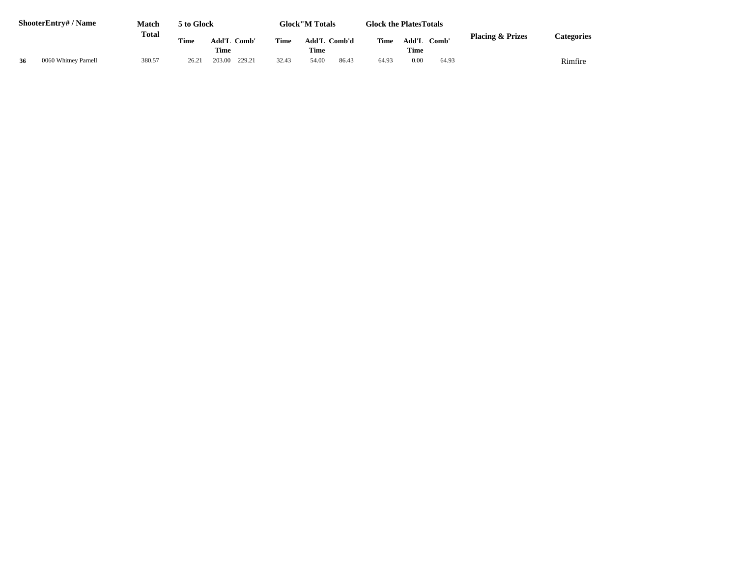| | ShooterEntry# / Name | Match Total | 5 to Glock | | | Glock"M Totals | | | Glock the PlatesTotals | | | Placing & Prizes | Categories |
|---|---|---|---|---|---|---|---|---|---|---|---|---|---|
| | | | Time | Add'L Time | Comb' | Time | Add'L Time | Comb'd | Time | Add'L Time | Comb' | | |
| 36 | 0060 Whitney Parnell | 380.57 | 26.21 | 203.00 | 229.21 | 32.43 | 54.00 | 86.43 | 64.93 | 0.00 | 64.93 | | Rimfire |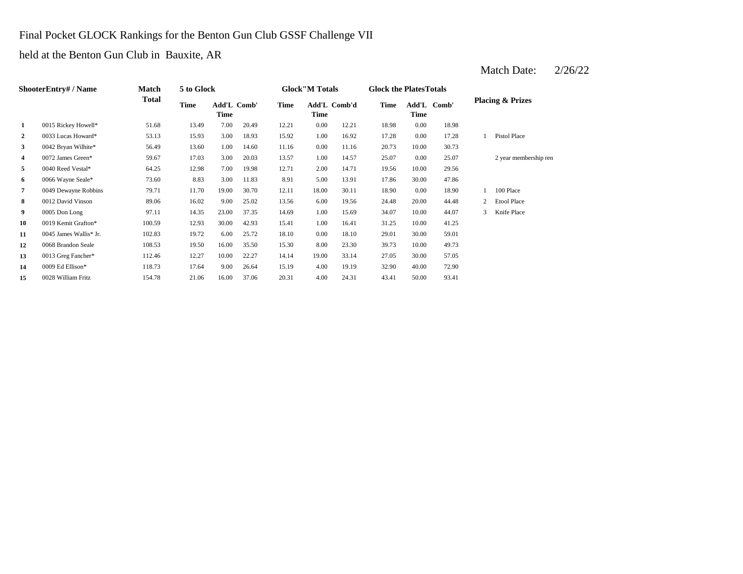# Final Pocket GLOCK Rankings for the Benton Gun Club GSSF Challenge VII

held at the Benton Gun Club in Bauxite, AR

Match Date: 2/26/22

| Shooter | Entry# / Name | Match Total | 5 to Glock | | | Glock"M Totals | | | Glock the Plates Totals | | | Placing & Prizes | |
|---|---|---|---|---|---|---|---|---|---|---|---|---|---|
| | | | Time | Add'L Time | Comb' | Time | Add'L Time | Comb'd | Time | Add'L Time | Comb' | | |
| 1 | 0015 Rickey Howell* | 51.68 | 13.49 | 7.00 | 20.49 | 12.21 | 0.00 | 12.21 | 18.98 | 0.00 | 18.98 | | |
| 2 | 0033 Lucas Howard* | 53.13 | 15.93 | 3.00 | 18.93 | 15.92 | 1.00 | 16.92 | 17.28 | 0.00 | 17.28 | 1 | Pistol Place |
| 3 | 0042 Bryan Wilhite* | 56.49 | 13.60 | 1.00 | 14.60 | 11.16 | 0.00 | 11.16 | 20.73 | 10.00 | 30.73 | | |
| 4 | 0072 James Green* | 59.67 | 17.03 | 3.00 | 20.03 | 13.57 | 1.00 | 14.57 | 25.07 | 0.00 | 25.07 | | 2 year membership ren |
| 5 | 0040 Reed Vestal* | 64.25 | 12.98 | 7.00 | 19.98 | 12.71 | 2.00 | 14.71 | 19.56 | 10.00 | 29.56 | | |
| 6 | 0066 Wayne Seale* | 73.60 | 8.83 | 3.00 | 11.83 | 8.91 | 5.00 | 13.91 | 17.86 | 30.00 | 47.86 | | |
| 7 | 0049 Dewayne Robbins | 79.71 | 11.70 | 19.00 | 30.70 | 12.11 | 18.00 | 30.11 | 18.90 | 0.00 | 18.90 | 1 | 100 Place |
| 8 | 0012 David Vinson | 89.06 | 16.02 | 9.00 | 25.02 | 13.56 | 6.00 | 19.56 | 24.48 | 20.00 | 44.48 | 2 | Etool Place |
| 9 | 0005 Don Long | 97.11 | 14.35 | 23.00 | 37.35 | 14.69 | 1.00 | 15.69 | 34.07 | 10.00 | 44.07 | 3 | Knife Place |
| 10 | 0019 Kemit Grafton* | 100.59 | 12.93 | 30.00 | 42.93 | 15.41 | 1.00 | 16.41 | 31.25 | 10.00 | 41.25 | | |
| 11 | 0045 James Wallis* Jr. | 102.83 | 19.72 | 6.00 | 25.72 | 18.10 | 0.00 | 18.10 | 29.01 | 30.00 | 59.01 | | |
| 12 | 0068 Brandon Seale | 108.53 | 19.50 | 16.00 | 35.50 | 15.30 | 8.00 | 23.30 | 39.73 | 10.00 | 49.73 | | |
| 13 | 0013 Greg Fancher* | 112.46 | 12.27 | 10.00 | 22.27 | 14.14 | 19.00 | 33.14 | 27.05 | 30.00 | 57.05 | | |
| 14 | 0009 Ed Ellison* | 118.73 | 17.64 | 9.00 | 26.64 | 15.19 | 4.00 | 19.19 | 32.90 | 40.00 | 72.90 | | |
| 15 | 0028 William Fritz | 154.78 | 21.06 | 16.00 | 37.06 | 20.31 | 4.00 | 24.31 | 43.41 | 50.00 | 93.41 | | |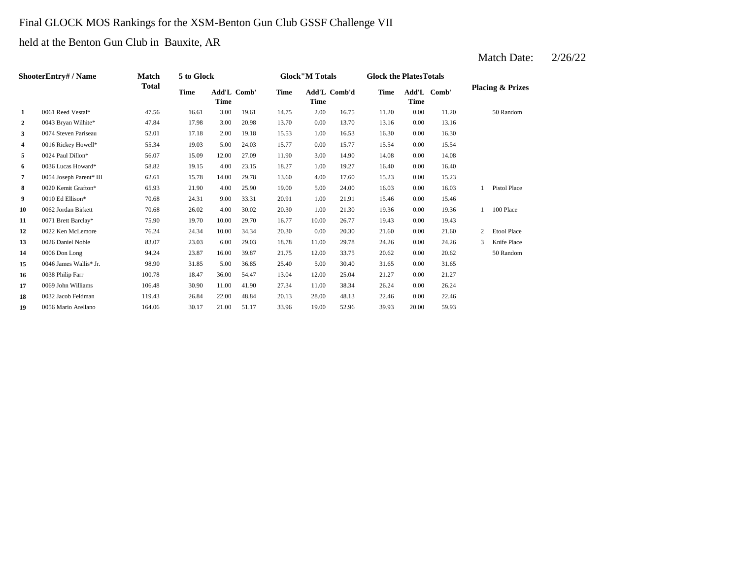Final GLOCK MOS Rankings for the XSM-Benton Gun Club GSSF Challenge VII

held at the Benton Gun Club in Bauxite, AR

Match Date: 2/26/22

| | ShooterEntry# / Name | Match Total | 5 to Glock | | | Glock"M Totals | | | Glock the PlatesTotals | | | Placing & Prizes | |
|---|---|---|---|---|---|---|---|---|---|---|---|---|---|
| | | | Time | Add'L Time | Comb' | Time | Add'L Time | Comb'd | Time | Add'L Time | Comb' | | |
| 1 | 0061 Reed Vestal* | 47.56 | 16.61 | 3.00 | 19.61 | 14.75 | 2.00 | 16.75 | 11.20 | 0.00 | 11.20 | | 50 Random |
| 2 | 0043 Bryan Wilhite* | 47.84 | 17.98 | 3.00 | 20.98 | 13.70 | 0.00 | 13.70 | 13.16 | 0.00 | 13.16 | | |
| 3 | 0074 Steven Pariseau | 52.01 | 17.18 | 2.00 | 19.18 | 15.53 | 1.00 | 16.53 | 16.30 | 0.00 | 16.30 | | |
| 4 | 0016 Rickey Howell* | 55.34 | 19.03 | 5.00 | 24.03 | 15.77 | 0.00 | 15.77 | 15.54 | 0.00 | 15.54 | | |
| 5 | 0024 Paul Dillon* | 56.07 | 15.09 | 12.00 | 27.09 | 11.90 | 3.00 | 14.90 | 14.08 | 0.00 | 14.08 | | |
| 6 | 0036 Lucas Howard* | 58.82 | 19.15 | 4.00 | 23.15 | 18.27 | 1.00 | 19.27 | 16.40 | 0.00 | 16.40 | | |
| 7 | 0054 Joseph Parent* III | 62.61 | 15.78 | 14.00 | 29.78 | 13.60 | 4.00 | 17.60 | 15.23 | 0.00 | 15.23 | | |
| 8 | 0020 Kemit Grafton* | 65.93 | 21.90 | 4.00 | 25.90 | 19.00 | 5.00 | 24.00 | 16.03 | 0.00 | 16.03 | 1 | Pistol Place |
| 9 | 0010 Ed Ellison* | 70.68 | 24.31 | 9.00 | 33.31 | 20.91 | 1.00 | 21.91 | 15.46 | 0.00 | 15.46 | | |
| 10 | 0062 Jordan Birkett | 70.68 | 26.02 | 4.00 | 30.02 | 20.30 | 1.00 | 21.30 | 19.36 | 0.00 | 19.36 | 1 | 100 Place |
| 11 | 0071 Brett Barclay* | 75.90 | 19.70 | 10.00 | 29.70 | 16.77 | 10.00 | 26.77 | 19.43 | 0.00 | 19.43 | | |
| 12 | 0022 Ken McLemore | 76.24 | 24.34 | 10.00 | 34.34 | 20.30 | 0.00 | 20.30 | 21.60 | 0.00 | 21.60 | 2 | Etool Place |
| 13 | 0026 Daniel Noble | 83.07 | 23.03 | 6.00 | 29.03 | 18.78 | 11.00 | 29.78 | 24.26 | 0.00 | 24.26 | 3 | Knife Place |
| 14 | 0006 Don Long | 94.24 | 23.87 | 16.00 | 39.87 | 21.75 | 12.00 | 33.75 | 20.62 | 0.00 | 20.62 | | 50 Random |
| 15 | 0046 James Wallis* Jr. | 98.90 | 31.85 | 5.00 | 36.85 | 25.40 | 5.00 | 30.40 | 31.65 | 0.00 | 31.65 | | |
| 16 | 0038 Philip Farr | 100.78 | 18.47 | 36.00 | 54.47 | 13.04 | 12.00 | 25.04 | 21.27 | 0.00 | 21.27 | | |
| 17 | 0069 John Williams | 106.48 | 30.90 | 11.00 | 41.90 | 27.34 | 11.00 | 38.34 | 26.24 | 0.00 | 26.24 | | |
| 18 | 0032 Jacob Feldman | 119.43 | 26.84 | 22.00 | 48.84 | 20.13 | 28.00 | 48.13 | 22.46 | 0.00 | 22.46 | | |
| 19 | 0056 Mario Arellano | 164.06 | 30.17 | 21.00 | 51.17 | 33.96 | 19.00 | 52.96 | 39.93 | 20.00 | 59.93 | | |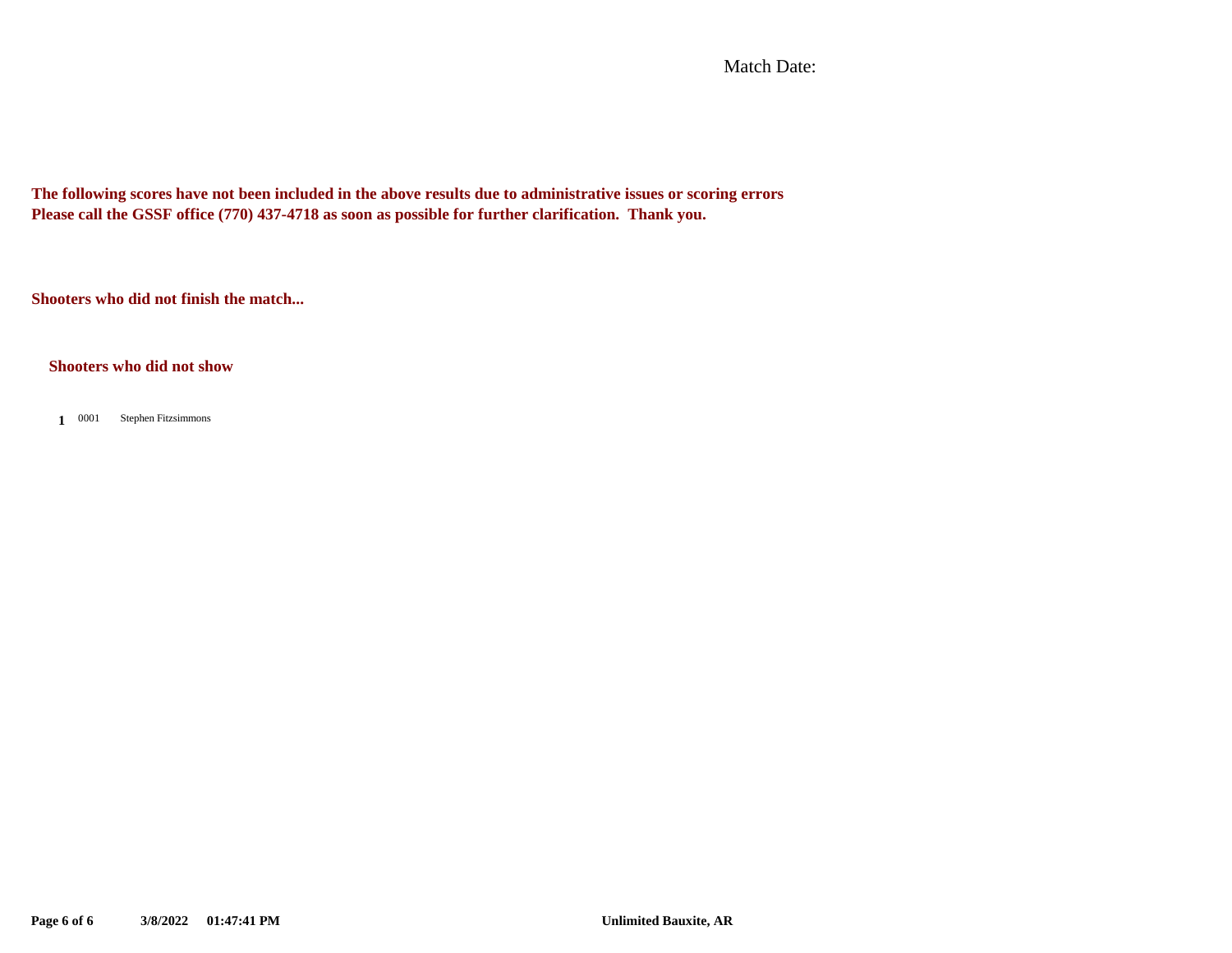Match Date:

**The following scores have not been included in the above results due to administrative issues or scoring errors**
**Please call the GSSF office (770) 437-4718 as soon as possible for further clarification. Thank you.**

**Shooters who did not finish the match...**

**Shooters who did not show**

| | | |
|---|---|---|
| **1** | 0001 | Stephen Fitzsimmons |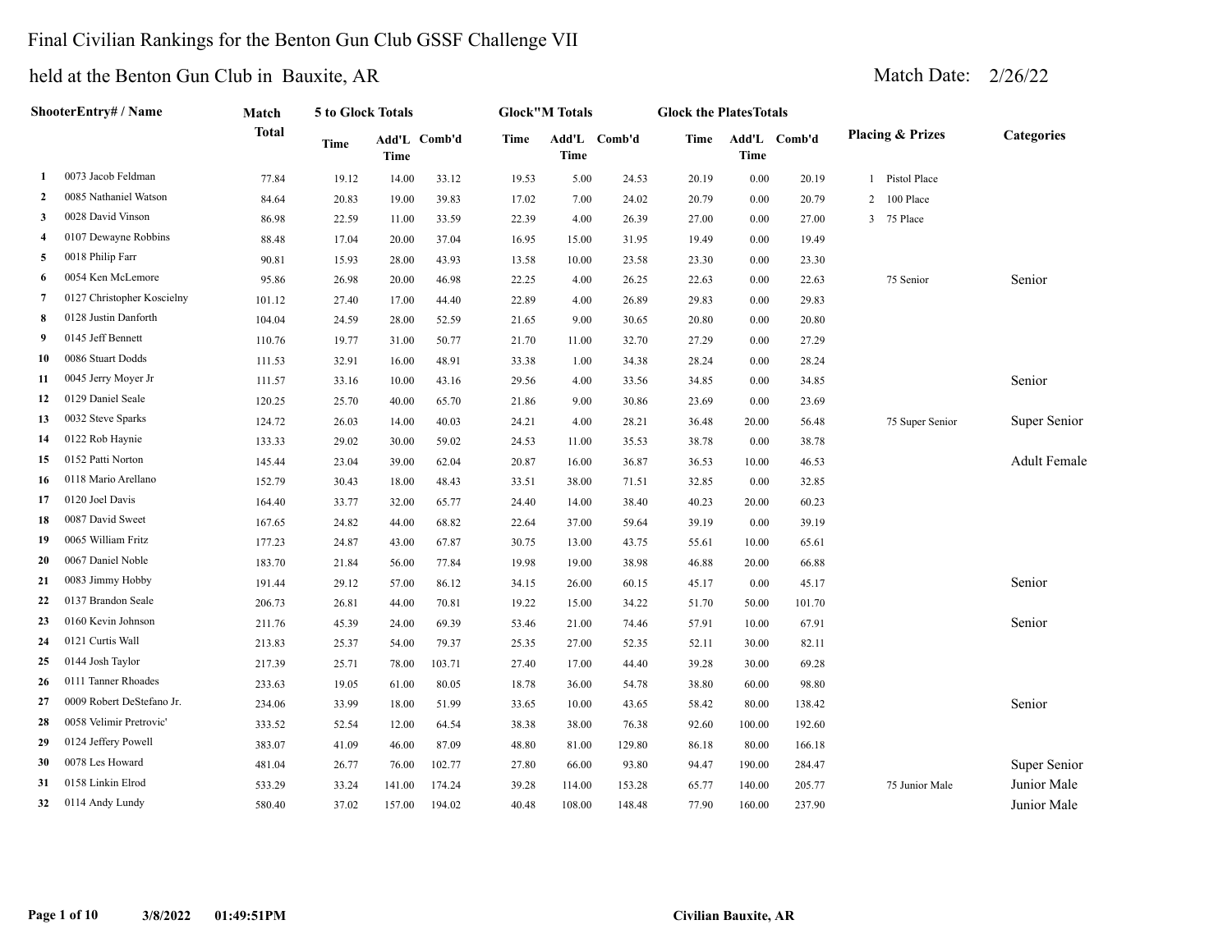# Final Civilian Rankings for the Benton Gun Club GSSF Challenge VII

## held at the Benton Gun Club in Bauxite, AR

Match Date: 2/26/22

| | ShooterEntry# / Name | Match Total | 5 to Glock Totals | | | Glock"M Totals | | | Glock the PlatesTotals | | | Placing & Prizes | Categories |
|---|---|---|---|---|---|---|---|---|---|---|---|---|---|
| | | | Time | Add'L Time | Comb'd | Time | Add'L Time | Comb'd | Time | Add'L Time | Comb'd | | |
| 1 | 0073 Jacob Feldman | 77.84 | 19.12 | 14.00 | 33.12 | 19.53 | 5.00 | 24.53 | 20.19 | 0.00 | 20.19 | 1 Pistol Place | |
| 2 | 0085 Nathaniel Watson | 84.64 | 20.83 | 19.00 | 39.83 | 17.02 | 7.00 | 24.02 | 20.79 | 0.00 | 20.79 | 2 100 Place | |
| 3 | 0028 David Vinson | 86.98 | 22.59 | 11.00 | 33.59 | 22.39 | 4.00 | 26.39 | 27.00 | 0.00 | 27.00 | 3 75 Place | |
| 4 | 0107 Dewayne Robbins | 88.48 | 17.04 | 20.00 | 37.04 | 16.95 | 15.00 | 31.95 | 19.49 | 0.00 | 19.49 | | |
| 5 | 0018 Philip Farr | 90.81 | 15.93 | 28.00 | 43.93 | 13.58 | 10.00 | 23.58 | 23.30 | 0.00 | 23.30 | | |
| 6 | 0054 Ken McLemore | 95.86 | 26.98 | 20.00 | 46.98 | 22.25 | 4.00 | 26.25 | 22.63 | 0.00 | 22.63 | 75 Senior | Senior |
| 7 | 0127 Christopher Koscielny | 101.12 | 27.40 | 17.00 | 44.40 | 22.89 | 4.00 | 26.89 | 29.83 | 0.00 | 29.83 | | |
| 8 | 0128 Justin Danforth | 104.04 | 24.59 | 28.00 | 52.59 | 21.65 | 9.00 | 30.65 | 20.80 | 0.00 | 20.80 | | |
| 9 | 0145 Jeff Bennett | 110.76 | 19.77 | 31.00 | 50.77 | 21.70 | 11.00 | 32.70 | 27.29 | 0.00 | 27.29 | | |
| 10 | 0086 Stuart Dodds | 111.53 | 32.91 | 16.00 | 48.91 | 33.38 | 1.00 | 34.38 | 28.24 | 0.00 | 28.24 | | |
| 11 | 0045 Jerry Moyer Jr | 111.57 | 33.16 | 10.00 | 43.16 | 29.56 | 4.00 | 33.56 | 34.85 | 0.00 | 34.85 | | Senior |
| 12 | 0129 Daniel Seale | 120.25 | 25.70 | 40.00 | 65.70 | 21.86 | 9.00 | 30.86 | 23.69 | 0.00 | 23.69 | | |
| 13 | 0032 Steve Sparks | 124.72 | 26.03 | 14.00 | 40.03 | 24.21 | 4.00 | 28.21 | 36.48 | 20.00 | 56.48 | 75 Super Senior | Super Senior |
| 14 | 0122 Rob Haynie | 133.33 | 29.02 | 30.00 | 59.02 | 24.53 | 11.00 | 35.53 | 38.78 | 0.00 | 38.78 | | |
| 15 | 0152 Patti Norton | 145.44 | 23.04 | 39.00 | 62.04 | 20.87 | 16.00 | 36.87 | 36.53 | 10.00 | 46.53 | | Adult Female |
| 16 | 0118 Mario Arellano | 152.79 | 30.43 | 18.00 | 48.43 | 33.51 | 38.00 | 71.51 | 32.85 | 0.00 | 32.85 | | |
| 17 | 0120 Joel Davis | 164.40 | 33.77 | 32.00 | 65.77 | 24.40 | 14.00 | 38.40 | 40.23 | 20.00 | 60.23 | | |
| 18 | 0087 David Sweet | 167.65 | 24.82 | 44.00 | 68.82 | 22.64 | 37.00 | 59.64 | 39.19 | 0.00 | 39.19 | | |
| 19 | 0065 William Fritz | 177.23 | 24.87 | 43.00 | 67.87 | 30.75 | 13.00 | 43.75 | 55.61 | 10.00 | 65.61 | | |
| 20 | 0067 Daniel Noble | 183.70 | 21.84 | 56.00 | 77.84 | 19.98 | 19.00 | 38.98 | 46.88 | 20.00 | 66.88 | | |
| 21 | 0083 Jimmy Hobby | 191.44 | 29.12 | 57.00 | 86.12 | 34.15 | 26.00 | 60.15 | 45.17 | 0.00 | 45.17 | | Senior |
| 22 | 0137 Brandon Seale | 206.73 | 26.81 | 44.00 | 70.81 | 19.22 | 15.00 | 34.22 | 51.70 | 50.00 | 101.70 | | |
| 23 | 0160 Kevin Johnson | 211.76 | 45.39 | 24.00 | 69.39 | 53.46 | 21.00 | 74.46 | 57.91 | 10.00 | 67.91 | | Senior |
| 24 | 0121 Curtis Wall | 213.83 | 25.37 | 54.00 | 79.37 | 25.35 | 27.00 | 52.35 | 52.11 | 30.00 | 82.11 | | |
| 25 | 0144 Josh Taylor | 217.39 | 25.71 | 78.00 | 103.71 | 27.40 | 17.00 | 44.40 | 39.28 | 30.00 | 69.28 | | |
| 26 | 0111 Tanner Rhoades | 233.63 | 19.05 | 61.00 | 80.05 | 18.78 | 36.00 | 54.78 | 38.80 | 60.00 | 98.80 | | |
| 27 | 0009 Robert DeStefano Jr. | 234.06 | 33.99 | 18.00 | 51.99 | 33.65 | 10.00 | 43.65 | 58.42 | 80.00 | 138.42 | | Senior |
| 28 | 0058 Velimir Pretrovic' | 333.52 | 52.54 | 12.00 | 64.54 | 38.38 | 38.00 | 76.38 | 92.60 | 100.00 | 192.60 | | |
| 29 | 0124 Jeffery Powell | 383.07 | 41.09 | 46.00 | 87.09 | 48.80 | 81.00 | 129.80 | 86.18 | 80.00 | 166.18 | | |
| 30 | 0078 Les Howard | 481.04 | 26.77 | 76.00 | 102.77 | 27.80 | 66.00 | 93.80 | 94.47 | 190.00 | 284.47 | | Super Senior |
| 31 | 0158 Linkin Elrod | 533.29 | 33.24 | 141.00 | 174.24 | 39.28 | 114.00 | 153.28 | 65.77 | 140.00 | 205.77 | 75 Junior Male | Junior Male |
| 32 | 0114 Andy Lundy | 580.40 | 37.02 | 157.00 | 194.02 | 40.48 | 108.00 | 148.48 | 77.90 | 160.00 | 237.90 | | Junior Male |

3/8/2022 01:49:51PM Civilian Bauxite, AR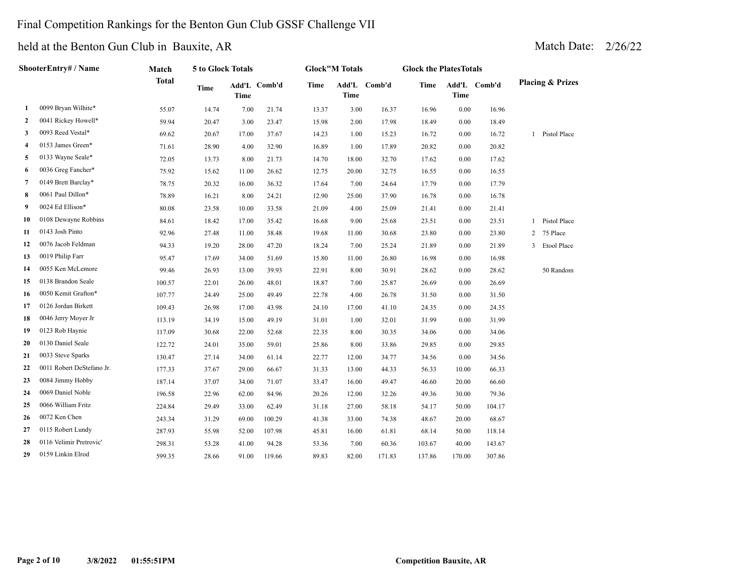# Final Competition Rankings for the Benton Gun Club GSSF Challenge VII

## held at the Benton Gun Club in Bauxite, AR

Match Date: 2/26/22

| | ShooterEntry# / Name | Match Total | 5 to Glock Totals | | | Glock"M Totals | | | Glock the PlatesTotals | | | Placing & Prizes |
|---|---|---|---|---|---|---|---|---|---|---|---|---|
| | | | Time | Add'L Time | Comb'd | Time | Add'L Time | Comb'd | Time | Add'L Time | Comb'd | |
| 1 | 0099 Bryan Wilhite* | 55.07 | 14.74 | 7.00 | 21.74 | 13.37 | 3.00 | 16.37 | 16.96 | 0.00 | 16.96 | |
| 2 | 0041 Rickey Howell* | 59.94 | 20.47 | 3.00 | 23.47 | 15.98 | 2.00 | 17.98 | 18.49 | 0.00 | 18.49 | |
| 3 | 0093 Reed Vestal* | 69.62 | 20.67 | 17.00 | 37.67 | 14.23 | 1.00 | 15.23 | 16.72 | 0.00 | 16.72 | 1 Pistol Place |
| 4 | 0153 James Green* | 71.61 | 28.90 | 4.00 | 32.90 | 16.89 | 1.00 | 17.89 | 20.82 | 0.00 | 20.82 | |
| 5 | 0133 Wayne Seale* | 72.05 | 13.73 | 8.00 | 21.73 | 14.70 | 18.00 | 32.70 | 17.62 | 0.00 | 17.62 | |
| 6 | 0036 Greg Fancher* | 75.92 | 15.62 | 11.00 | 26.62 | 12.75 | 20.00 | 32.75 | 16.55 | 0.00 | 16.55 | |
| 7 | 0149 Brett Barclay* | 78.75 | 20.32 | 16.00 | 36.32 | 17.64 | 7.00 | 24.64 | 17.79 | 0.00 | 17.79 | |
| 8 | 0061 Paul Dillon* | 78.89 | 16.21 | 8.00 | 24.21 | 12.90 | 25.00 | 37.90 | 16.78 | 0.00 | 16.78 | |
| 9 | 0024 Ed Ellison* | 80.08 | 23.58 | 10.00 | 33.58 | 21.09 | 4.00 | 25.09 | 21.41 | 0.00 | 21.41 | |
| 10 | 0108 Dewayne Robbins | 84.61 | 18.42 | 17.00 | 35.42 | 16.68 | 9.00 | 25.68 | 23.51 | 0.00 | 23.51 | 1 Pistol Place |
| 11 | 0143 Josh Pinto | 92.96 | 27.48 | 11.00 | 38.48 | 19.68 | 11.00 | 30.68 | 23.80 | 0.00 | 23.80 | 2 75 Place |
| 12 | 0076 Jacob Feldman | 94.33 | 19.20 | 28.00 | 47.20 | 18.24 | 7.00 | 25.24 | 21.89 | 0.00 | 21.89 | 3 Etool Place |
| 13 | 0019 Philip Farr | 95.47 | 17.69 | 34.00 | 51.69 | 15.80 | 11.00 | 26.80 | 16.98 | 0.00 | 16.98 | |
| 14 | 0055 Ken McLemore | 99.46 | 26.93 | 13.00 | 39.93 | 22.91 | 8.00 | 30.91 | 28.62 | 0.00 | 28.62 | 50 Random |
| 15 | 0138 Brandon Seale | 100.57 | 22.01 | 26.00 | 48.01 | 18.87 | 7.00 | 25.87 | 26.69 | 0.00 | 26.69 | |
| 16 | 0050 Kemit Grafton* | 107.77 | 24.49 | 25.00 | 49.49 | 22.78 | 4.00 | 26.78 | 31.50 | 0.00 | 31.50 | |
| 17 | 0126 Jordan Birkett | 109.43 | 26.98 | 17.00 | 43.98 | 24.10 | 17.00 | 41.10 | 24.35 | 0.00 | 24.35 | |
| 18 | 0046 Jerry Moyer Jr | 113.19 | 34.19 | 15.00 | 49.19 | 31.01 | 1.00 | 32.01 | 31.99 | 0.00 | 31.99 | |
| 19 | 0123 Rob Haynie | 117.09 | 30.68 | 22.00 | 52.68 | 22.35 | 8.00 | 30.35 | 34.06 | 0.00 | 34.06 | |
| 20 | 0130 Daniel Seale | 122.72 | 24.01 | 35.00 | 59.01 | 25.86 | 8.00 | 33.86 | 29.85 | 0.00 | 29.85 | |
| 21 | 0033 Steve Sparks | 130.47 | 27.14 | 34.00 | 61.14 | 22.77 | 12.00 | 34.77 | 34.56 | 0.00 | 34.56 | |
| 22 | 0011 Robert DeStefano Jr. | 177.33 | 37.67 | 29.00 | 66.67 | 31.33 | 13.00 | 44.33 | 56.33 | 10.00 | 66.33 | |
| 23 | 0084 Jimmy Hobby | 187.14 | 37.07 | 34.00 | 71.07 | 33.47 | 16.00 | 49.47 | 46.60 | 20.00 | 66.60 | |
| 24 | 0069 Daniel Noble | 196.58 | 22.96 | 62.00 | 84.96 | 20.26 | 12.00 | 32.26 | 49.36 | 30.00 | 79.36 | |
| 25 | 0066 William Fritz | 224.84 | 29.49 | 33.00 | 62.49 | 31.18 | 27.00 | 58.18 | 54.17 | 50.00 | 104.17 | |
| 26 | 0072 Ken Chen | 243.34 | 31.29 | 69.00 | 100.29 | 41.38 | 33.00 | 74.38 | 48.67 | 20.00 | 68.67 | |
| 27 | 0115 Robert Lundy | 287.93 | 55.98 | 52.00 | 107.98 | 45.81 | 16.00 | 61.81 | 68.14 | 50.00 | 118.14 | |
| 28 | 0116 Velimir Pretrovic' | 298.31 | 53.28 | 41.00 | 94.28 | 53.36 | 7.00 | 60.36 | 103.67 | 40.00 | 143.67 | |
| 29 | 0159 Linkin Elrod | 599.35 | 28.66 | 91.00 | 119.66 | 89.83 | 82.00 | 171.83 | 137.86 | 170.00 | 307.86 | |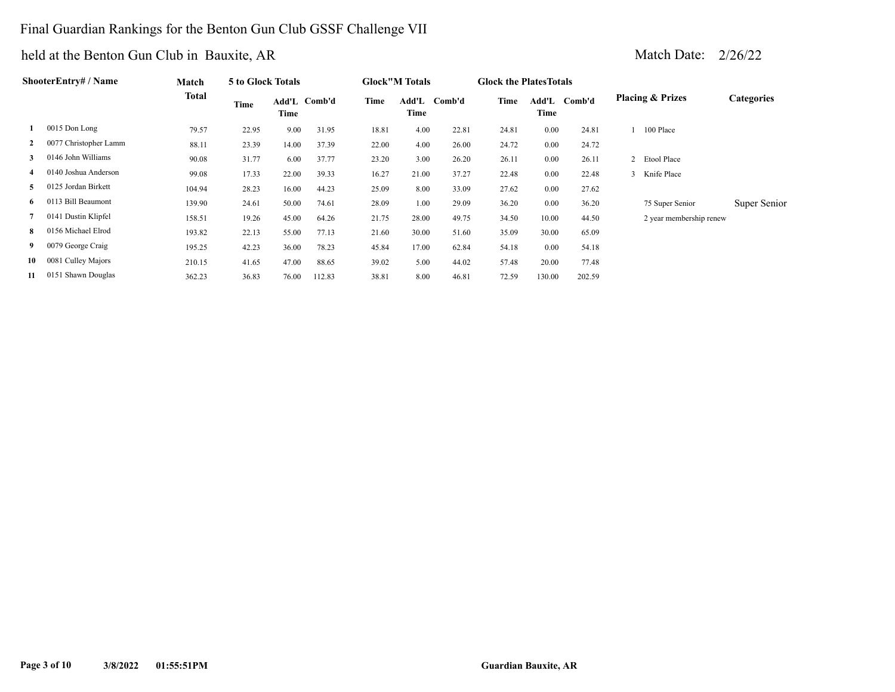# Final Guardian Rankings for the Benton Gun Club GSSF Challenge VII

held at the Benton Gun Club in Bauxite, AR

Match Date: 2/26/22

| | ShooterEntry# / Name | Match Total | 5 to Glock Totals | | | Glock"M Totals | | | Glock the PlatesTotals | | | Placing & Prizes | | Categories |
|---|---|---|---|---|---|---|---|---|---|---|---|---|---|---|
| | | | Time | Add'L Time | Comb'd | Time | Add'L Time | Comb'd | Time | Add'L Time | Comb'd | | | |
| 1 | 0015 Don Long | 79.57 | 22.95 | 9.00 | 31.95 | 18.81 | 4.00 | 22.81 | 24.81 | 0.00 | 24.81 | 1 | 100 Place | |
| 2 | 0077 Christopher Lamm | 88.11 | 23.39 | 14.00 | 37.39 | 22.00 | 4.00 | 26.00 | 24.72 | 0.00 | 24.72 | | | |
| 3 | 0146 John Williams | 90.08 | 31.77 | 6.00 | 37.77 | 23.20 | 3.00 | 26.20 | 26.11 | 0.00 | 26.11 | 2 | Etool Place | |
| 4 | 0140 Joshua Anderson | 99.08 | 17.33 | 22.00 | 39.33 | 16.27 | 21.00 | 37.27 | 22.48 | 0.00 | 22.48 | 3 | Knife Place | |
| 5 | 0125 Jordan Birkett | 104.94 | 28.23 | 16.00 | 44.23 | 25.09 | 8.00 | 33.09 | 27.62 | 0.00 | 27.62 | | | |
| 6 | 0113 Bill Beaumont | 139.90 | 24.61 | 50.00 | 74.61 | 28.09 | 1.00 | 29.09 | 36.20 | 0.00 | 36.20 | | 75 Super Senior | Super Senior |
| 7 | 0141 Dustin Klipfel | 158.51 | 19.26 | 45.00 | 64.26 | 21.75 | 28.00 | 49.75 | 34.50 | 10.00 | 44.50 | | 2 year membership renew | |
| 8 | 0156 Michael Elrod | 193.82 | 22.13 | 55.00 | 77.13 | 21.60 | 30.00 | 51.60 | 35.09 | 30.00 | 65.09 | | | |
| 9 | 0079 George Craig | 195.25 | 42.23 | 36.00 | 78.23 | 45.84 | 17.00 | 62.84 | 54.18 | 0.00 | 54.18 | | | |
| 10 | 0081 Culley Majors | 210.15 | 41.65 | 47.00 | 88.65 | 39.02 | 5.00 | 44.02 | 57.48 | 20.00 | 77.48 | | | |
| 11 | 0151 Shawn Douglas | 362.23 | 36.83 | 76.00 | 112.83 | 38.81 | 8.00 | 46.81 | 72.59 | 130.00 | 202.59 | | | |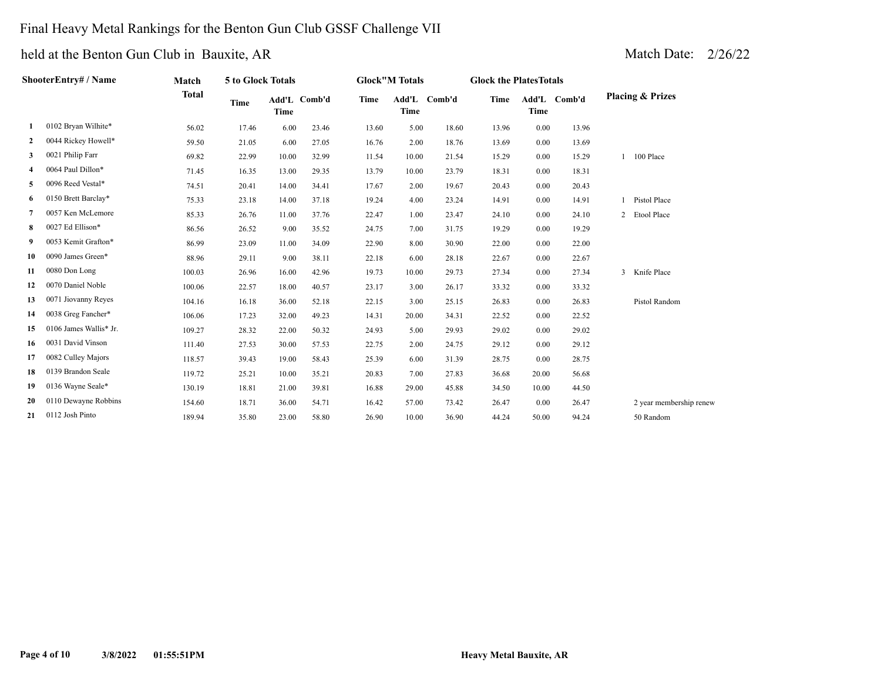# Final Heavy Metal Rankings for the Benton Gun Club GSSF Challenge VII

held at the Benton Gun Club in Bauxite, AR

Match Date: 2/26/22

| | ShooterEntry# / Name | Match Total | 5 to Glock Totals | | | Glock"M Totals | | | Glock the PlatesTotals | | | Placing & Prizes | |
|---|---|---|---|---|---|---|---|---|---|---|---|---|---|
| | | | Time | Add'L Time | Comb'd | Time | Add'L Time | Comb'd | Time | Add'L Time | Comb'd | | |
| 1 | 0102 Bryan Wilhite* | 56.02 | 17.46 | 6.00 | 23.46 | 13.60 | 5.00 | 18.60 | 13.96 | 0.00 | 13.96 | | |
| 2 | 0044 Rickey Howell* | 59.50 | 21.05 | 6.00 | 27.05 | 16.76 | 2.00 | 18.76 | 13.69 | 0.00 | 13.69 | | |
| 3 | 0021 Philip Farr | 69.82 | 22.99 | 10.00 | 32.99 | 11.54 | 10.00 | 21.54 | 15.29 | 0.00 | 15.29 | 1 | 100 Place |
| 4 | 0064 Paul Dillon* | 71.45 | 16.35 | 13.00 | 29.35 | 13.79 | 10.00 | 23.79 | 18.31 | 0.00 | 18.31 | | |
| 5 | 0096 Reed Vestal* | 74.51 | 20.41 | 14.00 | 34.41 | 17.67 | 2.00 | 19.67 | 20.43 | 0.00 | 20.43 | | |
| 6 | 0150 Brett Barclay* | 75.33 | 23.18 | 14.00 | 37.18 | 19.24 | 4.00 | 23.24 | 14.91 | 0.00 | 14.91 | 1 | Pistol Place |
| 7 | 0057 Ken McLemore | 85.33 | 26.76 | 11.00 | 37.76 | 22.47 | 1.00 | 23.47 | 24.10 | 0.00 | 24.10 | 2 | Etool Place |
| 8 | 0027 Ed Ellison* | 86.56 | 26.52 | 9.00 | 35.52 | 24.75 | 7.00 | 31.75 | 19.29 | 0.00 | 19.29 | | |
| 9 | 0053 Kemit Grafton* | 86.99 | 23.09 | 11.00 | 34.09 | 22.90 | 8.00 | 30.90 | 22.00 | 0.00 | 22.00 | | |
| 10 | 0090 James Green* | 88.96 | 29.11 | 9.00 | 38.11 | 22.18 | 6.00 | 28.18 | 22.67 | 0.00 | 22.67 | | |
| 11 | 0080 Don Long | 100.03 | 26.96 | 16.00 | 42.96 | 19.73 | 10.00 | 29.73 | 27.34 | 0.00 | 27.34 | 3 | Knife Place |
| 12 | 0070 Daniel Noble | 100.06 | 22.57 | 18.00 | 40.57 | 23.17 | 3.00 | 26.17 | 33.32 | 0.00 | 33.32 | | |
| 13 | 0071 Jiovanny Reyes | 104.16 | 16.18 | 36.00 | 52.18 | 22.15 | 3.00 | 25.15 | 26.83 | 0.00 | 26.83 | | Pistol Random |
| 14 | 0038 Greg Fancher* | 106.06 | 17.23 | 32.00 | 49.23 | 14.31 | 20.00 | 34.31 | 22.52 | 0.00 | 22.52 | | |
| 15 | 0106 James Wallis* Jr. | 109.27 | 28.32 | 22.00 | 50.32 | 24.93 | 5.00 | 29.93 | 29.02 | 0.00 | 29.02 | | |
| 16 | 0031 David Vinson | 111.40 | 27.53 | 30.00 | 57.53 | 22.75 | 2.00 | 24.75 | 29.12 | 0.00 | 29.12 | | |
| 17 | 0082 Culley Majors | 118.57 | 39.43 | 19.00 | 58.43 | 25.39 | 6.00 | 31.39 | 28.75 | 0.00 | 28.75 | | |
| 18 | 0139 Brandon Seale | 119.72 | 25.21 | 10.00 | 35.21 | 20.83 | 7.00 | 27.83 | 36.68 | 20.00 | 56.68 | | |
| 19 | 0136 Wayne Seale* | 130.19 | 18.81 | 21.00 | 39.81 | 16.88 | 29.00 | 45.88 | 34.50 | 10.00 | 44.50 | | |
| 20 | 0110 Dewayne Robbins | 154.60 | 18.71 | 36.00 | 54.71 | 16.42 | 57.00 | 73.42 | 26.47 | 0.00 | 26.47 | | 2 year membership renew |
| 21 | 0112 Josh Pinto | 189.94 | 35.80 | 23.00 | 58.80 | 26.90 | 10.00 | 36.90 | 44.24 | 50.00 | 94.24 | | 50 Random |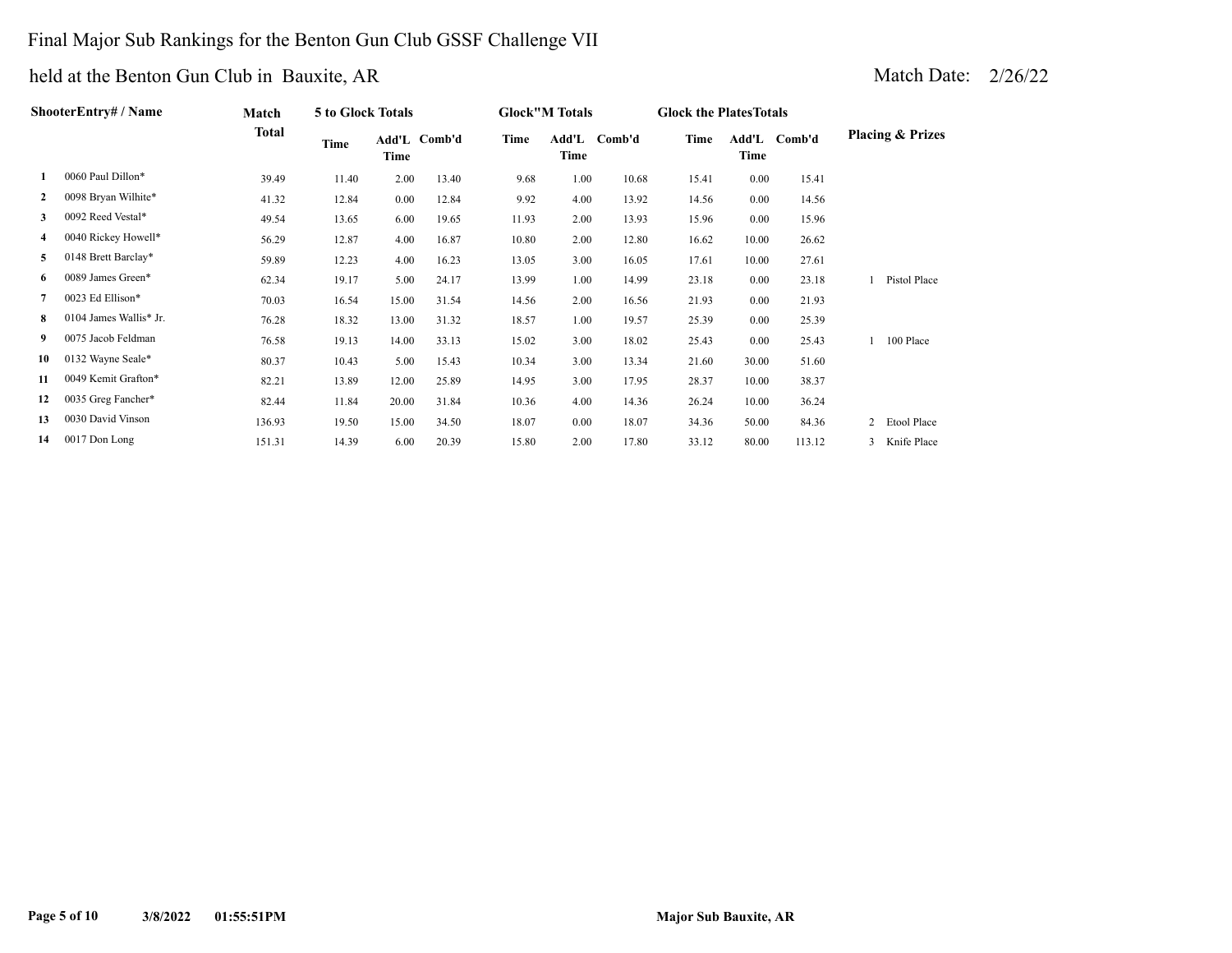# Final Major Sub Rankings for the Benton Gun Club GSSF Challenge VII

## held at the Benton Gun Club in Bauxite, AR

Match Date: 2/26/22

| | ShooterEntry# / Name | Match Total | 5 to Glock Totals Time | Add'L Time | Comb'd | Glock"M Totals Time | Add'L Time | Comb'd | Glock the Plates Totals Time | Add'L Time | Comb'd | Placing & Prizes |
|---|---|---|---|---|---|---|---|---|---|---|---|---|
| 1 | 0060 Paul Dillon* | 39.49 | 11.40 | 2.00 | 13.40 | 9.68 | 1.00 | 10.68 | 15.41 | 0.00 | 15.41 | |
| 2 | 0098 Bryan Wilhite* | 41.32 | 12.84 | 0.00 | 12.84 | 9.92 | 4.00 | 13.92 | 14.56 | 0.00 | 14.56 | |
| 3 | 0092 Reed Vestal* | 49.54 | 13.65 | 6.00 | 19.65 | 11.93 | 2.00 | 13.93 | 15.96 | 0.00 | 15.96 | |
| 4 | 0040 Rickey Howell* | 56.29 | 12.87 | 4.00 | 16.87 | 10.80 | 2.00 | 12.80 | 16.62 | 10.00 | 26.62 | |
| 5 | 0148 Brett Barclay* | 59.89 | 12.23 | 4.00 | 16.23 | 13.05 | 3.00 | 16.05 | 17.61 | 10.00 | 27.61 | |
| 6 | 0089 James Green* | 62.34 | 19.17 | 5.00 | 24.17 | 13.99 | 1.00 | 14.99 | 23.18 | 0.00 | 23.18 | 1 Pistol Place |
| 7 | 0023 Ed Ellison* | 70.03 | 16.54 | 15.00 | 31.54 | 14.56 | 2.00 | 16.56 | 21.93 | 0.00 | 21.93 | |
| 8 | 0104 James Wallis* Jr. | 76.28 | 18.32 | 13.00 | 31.32 | 18.57 | 1.00 | 19.57 | 25.39 | 0.00 | 25.39 | |
| 9 | 0075 Jacob Feldman | 76.58 | 19.13 | 14.00 | 33.13 | 15.02 | 3.00 | 18.02 | 25.43 | 0.00 | 25.43 | 1 100 Place |
| 10 | 0132 Wayne Seale* | 80.37 | 10.43 | 5.00 | 15.43 | 10.34 | 3.00 | 13.34 | 21.60 | 30.00 | 51.60 | |
| 11 | 0049 Kemit Grafton* | 82.21 | 13.89 | 12.00 | 25.89 | 14.95 | 3.00 | 17.95 | 28.37 | 10.00 | 38.37 | |
| 12 | 0035 Greg Fancher* | 82.44 | 11.84 | 20.00 | 31.84 | 10.36 | 4.00 | 14.36 | 26.24 | 10.00 | 36.24 | |
| 13 | 0030 David Vinson | 136.93 | 19.50 | 15.00 | 34.50 | 18.07 | 0.00 | 18.07 | 34.36 | 50.00 | 84.36 | 2 Etool Place |
| 14 | 0017 Don Long | 151.31 | 14.39 | 6.00 | 20.39 | 15.80 | 2.00 | 17.80 | 33.12 | 80.00 | 113.12 | 3 Knife Place |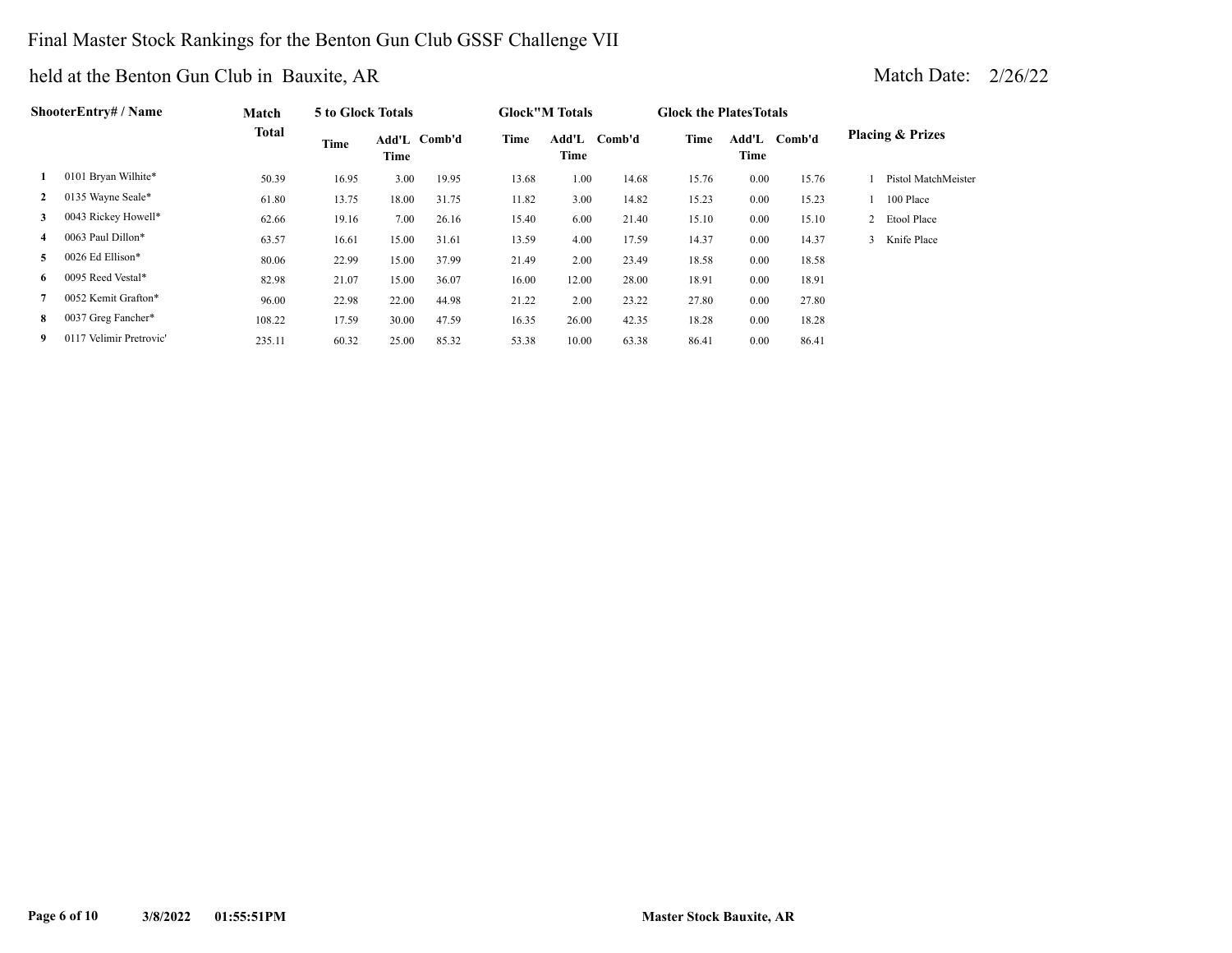# Final Master Stock Rankings for the Benton Gun Club GSSF Challenge VII

## held at the Benton Gun Club in Bauxite, AR

Match Date: 2/26/22

| | ShooterEntry# / Name | Match Total | 5 to Glock Totals | | | Glock"M Totals | | | Glock the PlatesTotals | | | Placing & Prizes |
|---|---|---|---|---|---|---|---|---|---|---|---|---|
| | | | Time | Add'L Time | Comb'd | Time | Add'L Time | Comb'd | Time | Add'L Time | Comb'd | |
| 1 | 0101 Bryan Wilhite* | 50.39 | 16.95 | 3.00 | 19.95 | 13.68 | 1.00 | 14.68 | 15.76 | 0.00 | 15.76 | 1 Pistol MatchMeister |
| 2 | 0135 Wayne Seale* | 61.80 | 13.75 | 18.00 | 31.75 | 11.82 | 3.00 | 14.82 | 15.23 | 0.00 | 15.23 | 1 100 Place |
| 3 | 0043 Rickey Howell* | 62.66 | 19.16 | 7.00 | 26.16 | 15.40 | 6.00 | 21.40 | 15.10 | 0.00 | 15.10 | 2 Etool Place |
| 4 | 0063 Paul Dillon* | 63.57 | 16.61 | 15.00 | 31.61 | 13.59 | 4.00 | 17.59 | 14.37 | 0.00 | 14.37 | 3 Knife Place |
| 5 | 0026 Ed Ellison* | 80.06 | 22.99 | 15.00 | 37.99 | 21.49 | 2.00 | 23.49 | 18.58 | 0.00 | 18.58 | |
| 6 | 0095 Reed Vestal* | 82.98 | 21.07 | 15.00 | 36.07 | 16.00 | 12.00 | 28.00 | 18.91 | 0.00 | 18.91 | |
| 7 | 0052 Kemit Grafton* | 96.00 | 22.98 | 22.00 | 44.98 | 21.22 | 2.00 | 23.22 | 27.80 | 0.00 | 27.80 | |
| 8 | 0037 Greg Fancher* | 108.22 | 17.59 | 30.00 | 47.59 | 16.35 | 26.00 | 42.35 | 18.28 | 0.00 | 18.28 | |
| 9 | 0117 Velimir Pretrovic' | 235.11 | 60.32 | 25.00 | 85.32 | 53.38 | 10.00 | 63.38 | 86.41 | 0.00 | 86.41 | |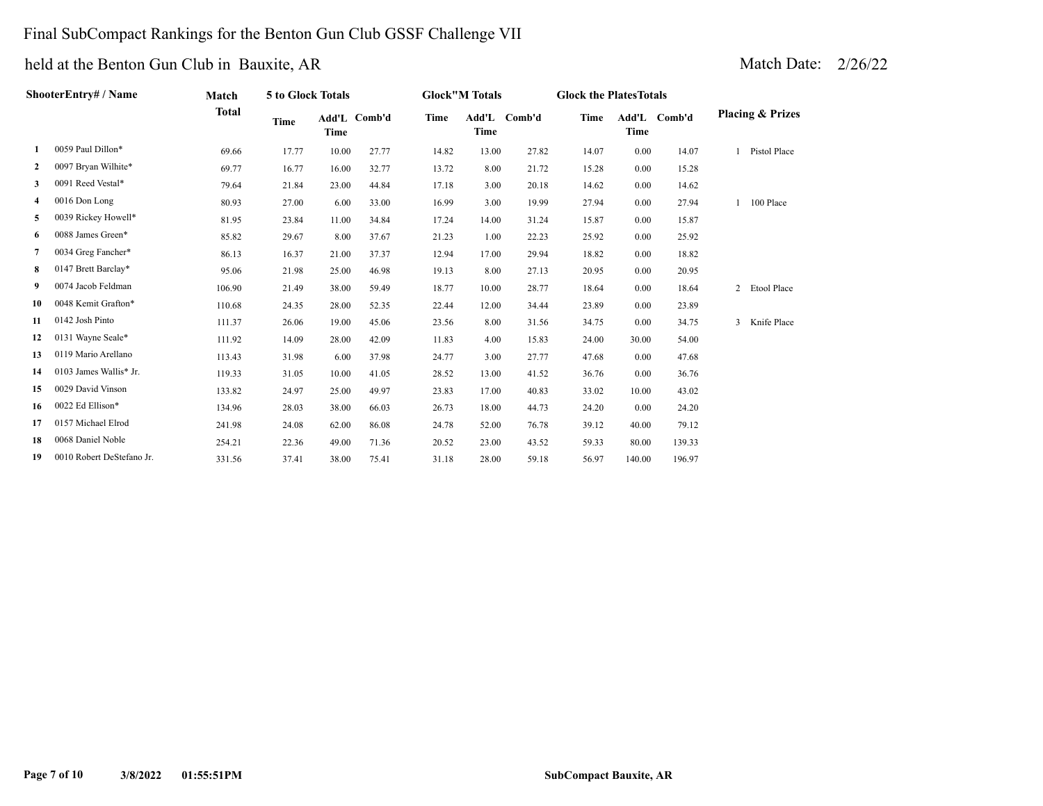# Final SubCompact Rankings for the Benton Gun Club GSSF Challenge VII

## held at the Benton Gun Club in Bauxite, AR

Match Date: 2/26/22

| | ShooterEntry# / Name | Match Total | 5 to Glock Totals | | | Glock"M Totals | | | Glock the PlatesTotals | | | Placing & Prizes |
|---|---|---|---|---|---|---|---|---|---|---|---|---|
| | | | Time | Add'L Time | Comb'd | Time | Add'L Time | Comb'd | Time | Add'L Time | Comb'd | |
| 1 | 0059 Paul Dillon* | 69.66 | 17.77 | 10.00 | 27.77 | 14.82 | 13.00 | 27.82 | 14.07 | 0.00 | 14.07 | 1 Pistol Place |
| 2 | 0097 Bryan Wilhite* | 69.77 | 16.77 | 16.00 | 32.77 | 13.72 | 8.00 | 21.72 | 15.28 | 0.00 | 15.28 | |
| 3 | 0091 Reed Vestal* | 79.64 | 21.84 | 23.00 | 44.84 | 17.18 | 3.00 | 20.18 | 14.62 | 0.00 | 14.62 | |
| 4 | 0016 Don Long | 80.93 | 27.00 | 6.00 | 33.00 | 16.99 | 3.00 | 19.99 | 27.94 | 0.00 | 27.94 | 1 100 Place |
| 5 | 0039 Rickey Howell* | 81.95 | 23.84 | 11.00 | 34.84 | 17.24 | 14.00 | 31.24 | 15.87 | 0.00 | 15.87 | |
| 6 | 0088 James Green* | 85.82 | 29.67 | 8.00 | 37.67 | 21.23 | 1.00 | 22.23 | 25.92 | 0.00 | 25.92 | |
| 7 | 0034 Greg Fancher* | 86.13 | 16.37 | 21.00 | 37.37 | 12.94 | 17.00 | 29.94 | 18.82 | 0.00 | 18.82 | |
| 8 | 0147 Brett Barclay* | 95.06 | 21.98 | 25.00 | 46.98 | 19.13 | 8.00 | 27.13 | 20.95 | 0.00 | 20.95 | |
| 9 | 0074 Jacob Feldman | 106.90 | 21.49 | 38.00 | 59.49 | 18.77 | 10.00 | 28.77 | 18.64 | 0.00 | 18.64 | 2 Etool Place |
| 10 | 0048 Kemit Grafton* | 110.68 | 24.35 | 28.00 | 52.35 | 22.44 | 12.00 | 34.44 | 23.89 | 0.00 | 23.89 | |
| 11 | 0142 Josh Pinto | 111.37 | 26.06 | 19.00 | 45.06 | 23.56 | 8.00 | 31.56 | 34.75 | 0.00 | 34.75 | 3 Knife Place |
| 12 | 0131 Wayne Seale* | 111.92 | 14.09 | 28.00 | 42.09 | 11.83 | 4.00 | 15.83 | 24.00 | 30.00 | 54.00 | |
| 13 | 0119 Mario Arellano | 113.43 | 31.98 | 6.00 | 37.98 | 24.77 | 3.00 | 27.77 | 47.68 | 0.00 | 47.68 | |
| 14 | 0103 James Wallis* Jr. | 119.33 | 31.05 | 10.00 | 41.05 | 28.52 | 13.00 | 41.52 | 36.76 | 0.00 | 36.76 | |
| 15 | 0029 David Vinson | 133.82 | 24.97 | 25.00 | 49.97 | 23.83 | 17.00 | 40.83 | 33.02 | 10.00 | 43.02 | |
| 16 | 0022 Ed Ellison* | 134.96 | 28.03 | 38.00 | 66.03 | 26.73 | 18.00 | 44.73 | 24.20 | 0.00 | 24.20 | |
| 17 | 0157 Michael Elrod | 241.98 | 24.08 | 62.00 | 86.08 | 24.78 | 52.00 | 76.78 | 39.12 | 40.00 | 79.12 | |
| 18 | 0068 Daniel Noble | 254.21 | 22.36 | 49.00 | 71.36 | 20.52 | 23.00 | 43.52 | 59.33 | 80.00 | 139.33 | |
| 19 | 0010 Robert DeStefano Jr. | 331.56 | 37.41 | 38.00 | 75.41 | 31.18 | 28.00 | 59.18 | 56.97 | 140.00 | 196.97 | |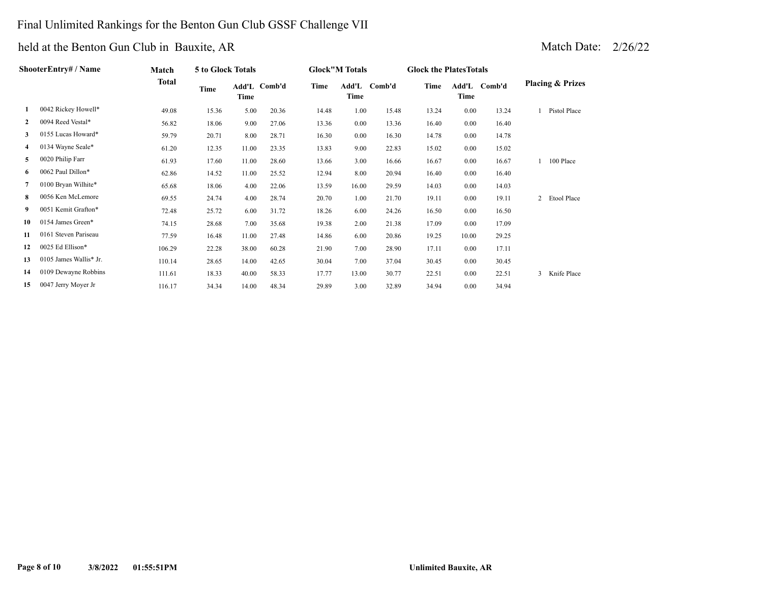# Final Unlimited Rankings for the Benton Gun Club GSSF Challenge VII

## held at the Benton Gun Club in Bauxite, AR

Match Date: 2/26/22

| | ShooterEntry# / Name | Match Total | 5 to Glock Totals | | | Glock"M Totals | | | Glock the PlatesTotals | | | Placing & Prizes |
|---|---|---|---|---|---|---|---|---|---|---|---|---|
| | | | Time | Add'L Time | Comb'd | Time | Add'L Time | Comb'd | Time | Add'L Time | Comb'd | |
| 1 | 0042 Rickey Howell* | 49.08 | 15.36 | 5.00 | 20.36 | 14.48 | 1.00 | 15.48 | 13.24 | 0.00 | 13.24 | 1 Pistol Place |
| 2 | 0094 Reed Vestal* | 56.82 | 18.06 | 9.00 | 27.06 | 13.36 | 0.00 | 13.36 | 16.40 | 0.00 | 16.40 | |
| 3 | 0155 Lucas Howard* | 59.79 | 20.71 | 8.00 | 28.71 | 16.30 | 0.00 | 16.30 | 14.78 | 0.00 | 14.78 | |
| 4 | 0134 Wayne Seale* | 61.20 | 12.35 | 11.00 | 23.35 | 13.83 | 9.00 | 22.83 | 15.02 | 0.00 | 15.02 | |
| 5 | 0020 Philip Farr | 61.93 | 17.60 | 11.00 | 28.60 | 13.66 | 3.00 | 16.66 | 16.67 | 0.00 | 16.67 | 1 100 Place |
| 6 | 0062 Paul Dillon* | 62.86 | 14.52 | 11.00 | 25.52 | 12.94 | 8.00 | 20.94 | 16.40 | 0.00 | 16.40 | |
| 7 | 0100 Bryan Wilhite* | 65.68 | 18.06 | 4.00 | 22.06 | 13.59 | 16.00 | 29.59 | 14.03 | 0.00 | 14.03 | |
| 8 | 0056 Ken McLemore | 69.55 | 24.74 | 4.00 | 28.74 | 20.70 | 1.00 | 21.70 | 19.11 | 0.00 | 19.11 | 2 Etool Place |
| 9 | 0051 Kemit Grafton* | 72.48 | 25.72 | 6.00 | 31.72 | 18.26 | 6.00 | 24.26 | 16.50 | 0.00 | 16.50 | |
| 10 | 0154 James Green* | 74.15 | 28.68 | 7.00 | 35.68 | 19.38 | 2.00 | 21.38 | 17.09 | 0.00 | 17.09 | |
| 11 | 0161 Steven Pariseau | 77.59 | 16.48 | 11.00 | 27.48 | 14.86 | 6.00 | 20.86 | 19.25 | 10.00 | 29.25 | |
| 12 | 0025 Ed Ellison* | 106.29 | 22.28 | 38.00 | 60.28 | 21.90 | 7.00 | 28.90 | 17.11 | 0.00 | 17.11 | |
| 13 | 0105 James Wallis* Jr. | 110.14 | 28.65 | 14.00 | 42.65 | 30.04 | 7.00 | 37.04 | 30.45 | 0.00 | 30.45 | |
| 14 | 0109 Dewayne Robbins | 111.61 | 18.33 | 40.00 | 58.33 | 17.77 | 13.00 | 30.77 | 22.51 | 0.00 | 22.51 | 3 Knife Place |
| 15 | 0047 Jerry Moyer Jr | 116.17 | 34.34 | 14.00 | 48.34 | 29.89 | 3.00 | 32.89 | 34.94 | 0.00 | 34.94 | |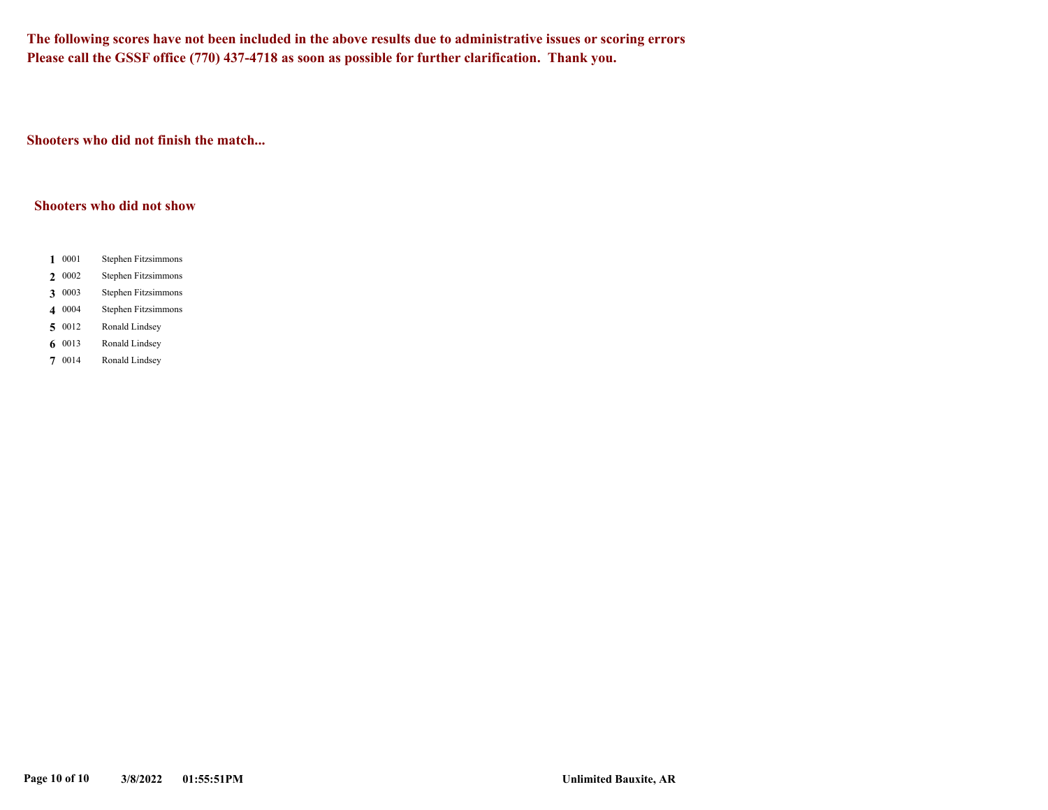**The following scores have not been included in the above results due to administrative issues or scoring errors**
**Please call the GSSF office (770) 437-4718 as soon as possible for further clarification. Thank you.**

**Shooters who did not finish the match...**

**Shooters who did not show**

| | | |
|---|---|---|
| **1** | 0001 | Stephen Fitzsimmons |
| **2** | 0002 | Stephen Fitzsimmons |
| **3** | 0003 | Stephen Fitzsimmons |
| **4** | 0004 | Stephen Fitzsimmons |
| **5** | 0012 | Ronald Lindsey |
| **6** | 0013 | Ronald Lindsey |
| **7** | 0014 | Ronald Lindsey |